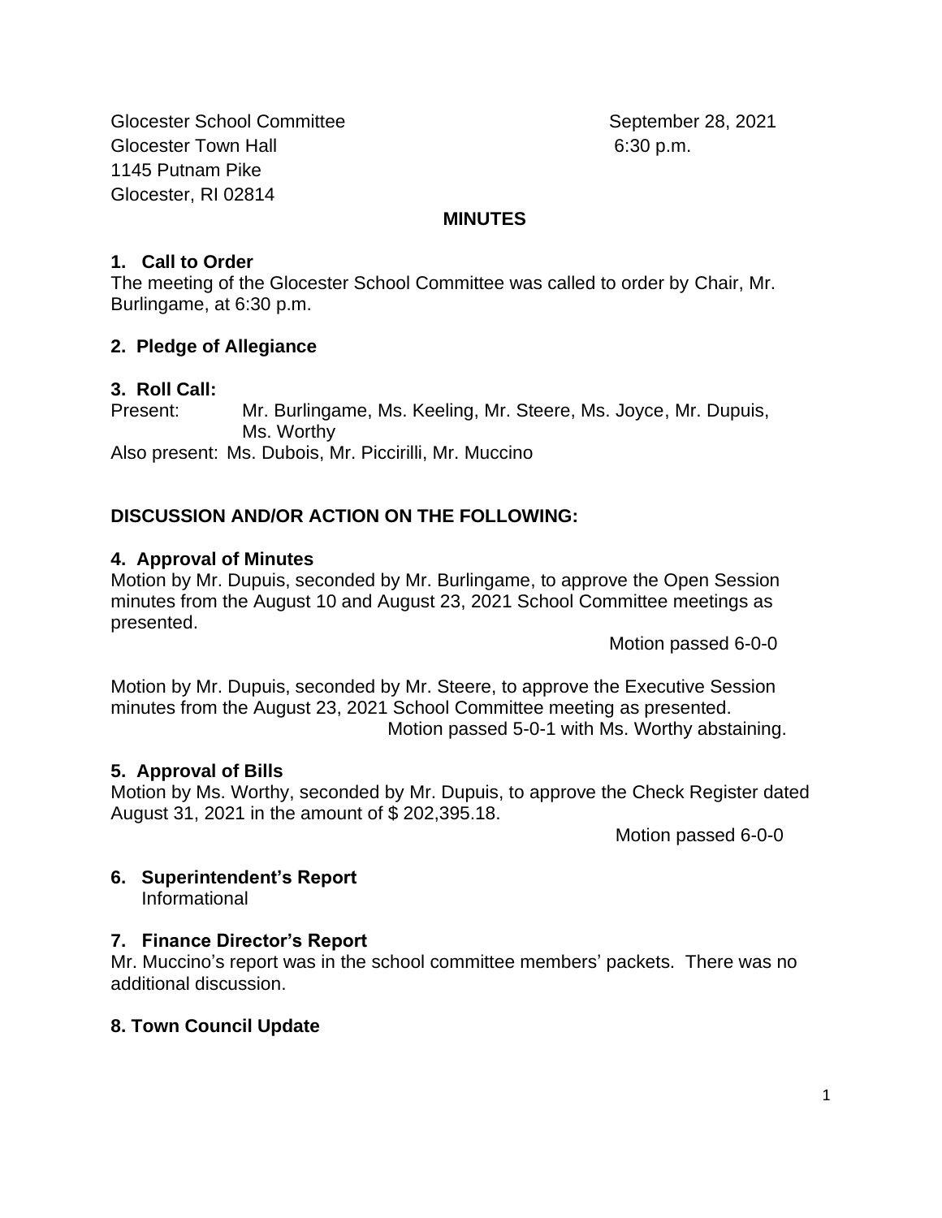Glocester School Committee
Glocester Town Hall
1145 Putnam Pike
Glocester, RI 02814

September 28, 2021
6:30 p.m.

## MINUTES

### 1. Call to Order

The meeting of the Glocester School Committee was called to order by Chair, Mr. Burlingame, at 6:30 p.m.

### 2. Pledge of Allegiance

### 3. Roll Call:

Present: Mr. Burlingame, Ms. Keeling, Mr. Steere, Ms. Joyce, Mr. Dupuis, Ms. Worthy

Also present: Ms. Dubois, Mr. Piccirilli, Mr. Muccino

### DISCUSSION AND/OR ACTION ON THE FOLLOWING:

### 4. Approval of Minutes

Motion by Mr. Dupuis, seconded by Mr. Burlingame, to approve the Open Session minutes from the August 10 and August 23, 2021 School Committee meetings as presented.

Motion passed 6-0-0

Motion by Mr. Dupuis, seconded by Mr. Steere, to approve the Executive Session minutes from the August 23, 2021 School Committee meeting as presented.

Motion passed 5-0-1 with Ms. Worthy abstaining.

### 5. Approval of Bills

Motion by Ms. Worthy, seconded by Mr. Dupuis, to approve the Check Register dated August 31, 2021 in the amount of $ 202,395.18.

Motion passed 6-0-0

### 6. Superintendent's Report

Informational

### 7. Finance Director's Report

Mr. Muccino's report was in the school committee members' packets. There was no additional discussion.

### 8. Town Council Update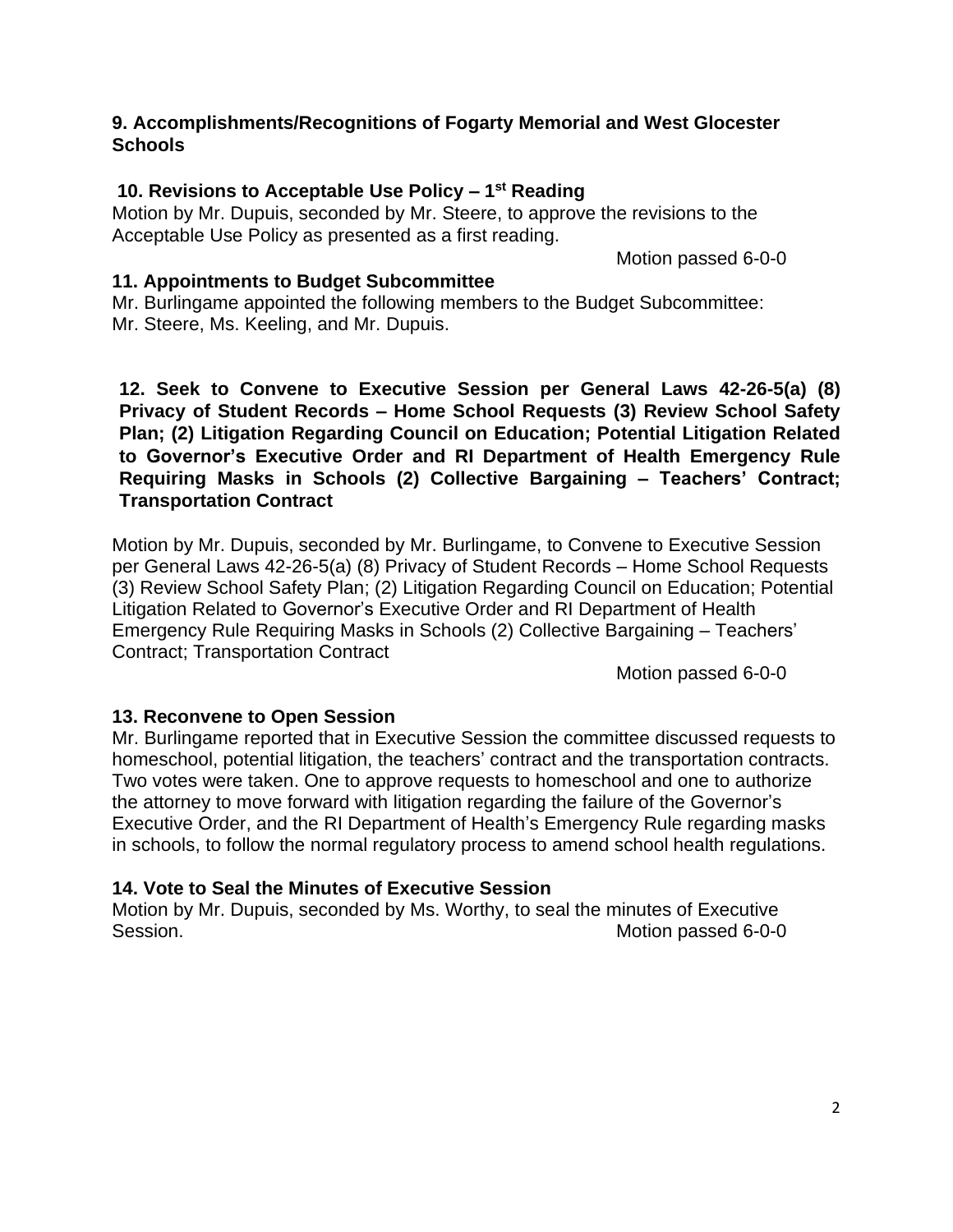**9. Accomplishments/Recognitions of Fogarty Memorial and West Glocester Schools**

**10. Revisions to Acceptable Use Policy – 1st Reading**

Motion by Mr. Dupuis, seconded by Mr. Steere, to approve the revisions to the Acceptable Use Policy as presented as a first reading.

Motion passed 6-0-0

**11. Appointments to Budget Subcommittee**

Mr. Burlingame appointed the following members to the Budget Subcommittee: Mr. Steere, Ms. Keeling, and Mr. Dupuis.

**12. Seek to Convene to Executive Session per General Laws 42-26-5(a) (8) Privacy of Student Records – Home School Requests (3) Review School Safety Plan; (2) Litigation Regarding Council on Education; Potential Litigation Related to Governor's Executive Order and RI Department of Health Emergency Rule Requiring Masks in Schools (2) Collective Bargaining – Teachers' Contract; Transportation Contract**

Motion by Mr. Dupuis, seconded by Mr. Burlingame, to Convene to Executive Session per General Laws 42-26-5(a) (8) Privacy of Student Records – Home School Requests (3) Review School Safety Plan; (2) Litigation Regarding Council on Education; Potential Litigation Related to Governor's Executive Order and RI Department of Health Emergency Rule Requiring Masks in Schools (2) Collective Bargaining – Teachers' Contract; Transportation Contract

Motion passed 6-0-0

**13. Reconvene to Open Session**

Mr. Burlingame reported that in Executive Session the committee discussed requests to homeschool, potential litigation, the teachers' contract and the transportation contracts. Two votes were taken. One to approve requests to homeschool and one to authorize the attorney to move forward with litigation regarding the failure of the Governor's Executive Order, and the RI Department of Health's Emergency Rule regarding masks in schools, to follow the normal regulatory process to amend school health regulations.

**14. Vote to Seal the Minutes of Executive Session**

Motion by Mr. Dupuis, seconded by Ms. Worthy, to seal the minutes of Executive Session.

Motion passed 6-0-0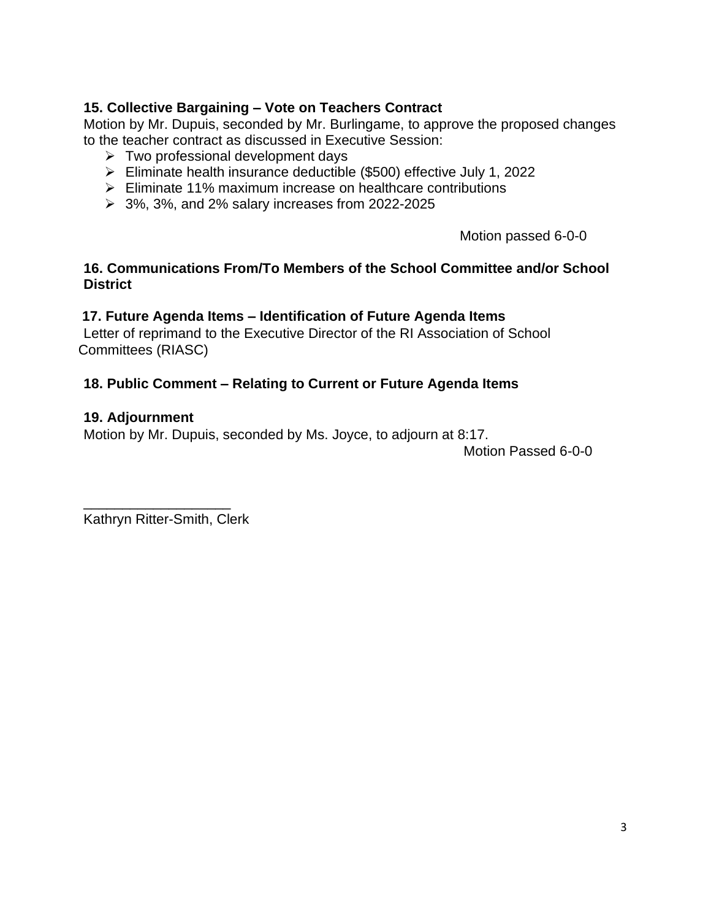**15. Collective Bargaining – Vote on Teachers Contract**

Motion by Mr. Dupuis, seconded by Mr. Burlingame, to approve the proposed changes to the teacher contract as discussed in Executive Session:

- Two professional development days
- Eliminate health insurance deductible ($500) effective July 1, 2022
- Eliminate 11% maximum increase on healthcare contributions
- 3%, 3%, and 2% salary increases from 2022-2025

Motion passed 6-0-0

**16. Communications From/To Members of the School Committee and/or School District**

**17. Future Agenda Items – Identification of Future Agenda Items**

Letter of reprimand to the Executive Director of the RI Association of School Committees (RIASC)

**18. Public Comment – Relating to Current or Future Agenda Items**

**19. Adjournment**

Motion by Mr. Dupuis, seconded by Ms. Joyce, to adjourn at 8:17.

Motion Passed 6-0-0

___________________

Kathryn Ritter-Smith, Clerk